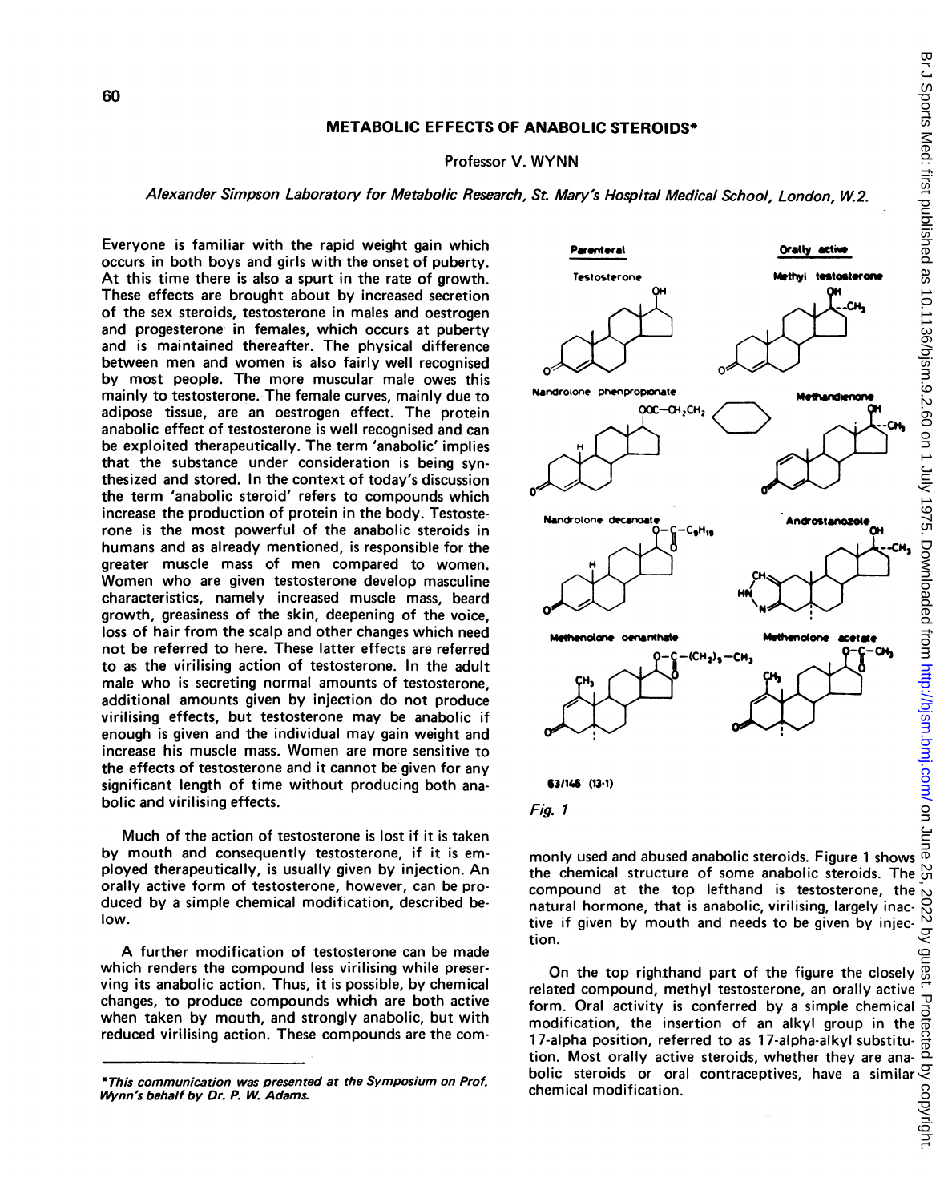# METABOLIC EFFECTS OF ANABOLIC STEROIDS*

Professor V. WYNN

*Alexander Simpson Laboratory for Metabolic Research, St. Mary's Hospital Medical School, London, W.2.*

Everyone is familiar with the rapid weight gain which occurs in both boys and girls with the onset of puberty. At this time there is also a spurt in the rate of growth. These effects are brought about by increased secretion of the sex steroids, testosterone in males and oestrogen and progesterone in females, which occurs at puberty and is maintained thereafter. The physical difference between men and women is also fairly well recognised by most people. The more muscular male owes this mainly to testosterone. The female curves, mainly due to adipose tissue, are an oestrogen effect. The protein anabolic effect of testosterone is well recognised and can be exploited therapeutically. The term 'anabolic' implies that the substance under consideration is being synthesized and stored. In the context of today's discussion the term 'anabolic steroid' refers to compounds which increase the production of protein in the body. Testosterone is the most powerful of the anabolic steroids in humans and as already mentioned, is responsible for the greater muscle mass of men compared to women. Women who are given testosterone develop masculine characteristics, namely increased muscle mass, beard growth, greasiness of the skin, deepening of the voice, loss of hair from the scalp and other changes which need not be referred to here. These latter effects are referred to as the virilising action of testosterone. In the adult male who is secreting normal amounts of testosterone, additional amounts given by injection do not produce virilising effects, but testosterone may be anabolic if enough is given and the individual may gain weight and increase his muscle mass. Women are more sensitive to the effects of testosterone and it cannot be given for any significant length of time without producing both anabolic and virilising effects.

Much of the action of testosterone is lost if it is taken by mouth and consequently testosterone, if it is employed therapeutically, is usually given by injection. An orally active form of testosterone, however, can be produced by a simple chemical modification, described below.

A further modification of testosterone can be made which renders the compound less virilising while preserving its anabolic action. Thus, it is possible, by chemical changes, to produce compounds which are both active when taken by mouth, and strongly anabolic, but with reduced virilising action. These compounds are the commonly used and abused anabolic steroids. Figure 1 shows the chemical structure of some anabolic steroids. The compound at the top lefthand is testosterone, the natural hormone, that is anabolic, virilising, largely inactive if given by mouth and needs to be given by injection.

**Parenteral** | **Orally active**

Testosterone | Methyl testosterone

Nandrolone phenpropionate | Methandienone

Nandrolone decanoate | Androstanozole

Methenolone oenanthate | Methenolone acetate

63/146 (13·1)

*Fig. 1*

On the top righthand part of the figure the closely related compound, methyl testosterone, an orally active form. Oral activity is conferred by a simple chemical modification, the insertion of an alkyl group in the 17-alpha position, referred to as 17-alpha-alkyl substitution. Most orally active steroids, whether they are anabolic steroids or oral contraceptives, have a similar chemical modification.

*This communication was presented at the Symposium on Prof. Wynn's behalf by Dr. P. W. Adams.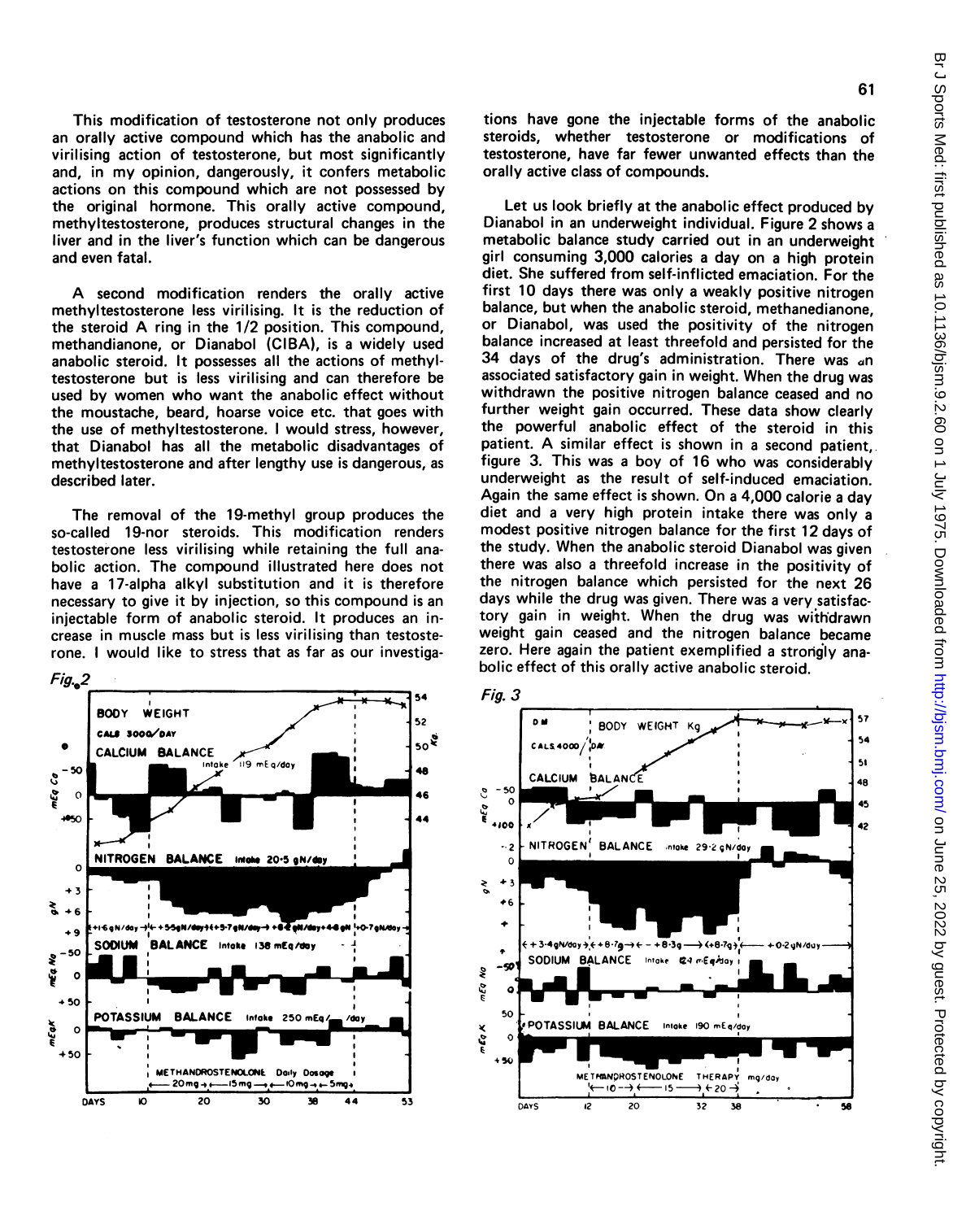This modification of testosterone not only produces an orally active compound which has the anabolic and virilising action of testosterone, but most significantly and, in my opinion, dangerously, it confers metabolic actions on this compound which are not possessed by the original hormone. This orally active compound, methyltestosterone, produces structural changes in the liver and in the liver's function which can be dangerous and even fatal.

A second modification renders the orally active methyltestosterone less virilising. It is the reduction of the steroid A ring in the 1/2 position. This compound, methandianone, or Dianabol (CIBA), is a widely used anabolic steroid. It possesses all the actions of methyltestosterone but is less virilising and can therefore be used by women who want the anabolic effect without the moustache, beard, hoarse voice etc. that goes with the use of methyltestosterone. I would stress, however, that Dianabol has all the metabolic disadvantages of methyltestosterone and after lengthy use is dangerous, as described later.

The removal of the 19-methyl group produces the so-called 19-nor steroids. This modification renders testosterone less virilising while retaining the full anabolic action. The compound illustrated here does not have a 17-alpha alkyl substitution and it is therefore necessary to give it by injection, so this compound is an injectable form of anabolic steroid. It produces an increase in muscle mass but is less virilising than testosterone. I would like to stress that as far as our investigations have gone the injectable forms of the anabolic steroids, whether testosterone or modifications of testosterone, have far fewer unwanted effects than the orally active class of compounds.

Let us look briefly at the anabolic effect produced by Dianabol in an underweight individual. Figure 2 shows a metabolic balance study carried out in an underweight girl consuming 3,000 calories a day on a high protein diet. She suffered from self-inflicted emaciation. For the first 10 days there was only a weakly positive nitrogen balance, but when the anabolic steroid, methanedianone, or Dianabol, was used the positivity of the nitrogen balance increased at least threefold and persisted for the 34 days of the drug's administration. There was an associated satisfactory gain in weight. When the drug was withdrawn the positive nitrogen balance ceased and no further weight gain occurred. These data show clearly the powerful anabolic effect of the steroid in this patient. A similar effect is shown in a second patient, figure 3. This was a boy of 16 who was considerably underweight as the result of self-induced emaciation. Again the same effect is shown. On a 4,000 calorie a day diet and a very high protein intake there was only a modest positive nitrogen balance for the first 12 days of the study. When the anabolic steroid Dianabol was given there was also a threefold increase in the positivity of the nitrogen balance which persisted for the next 26 days while the drug was given. There was a very satisfactory gain in weight. When the drug was withdrawn weight gain ceased and the nitrogen balance became zero. Here again the patient exemplified a strongly anabolic effect of this orally active anabolic steroid.

Fig. 2

Fig. 3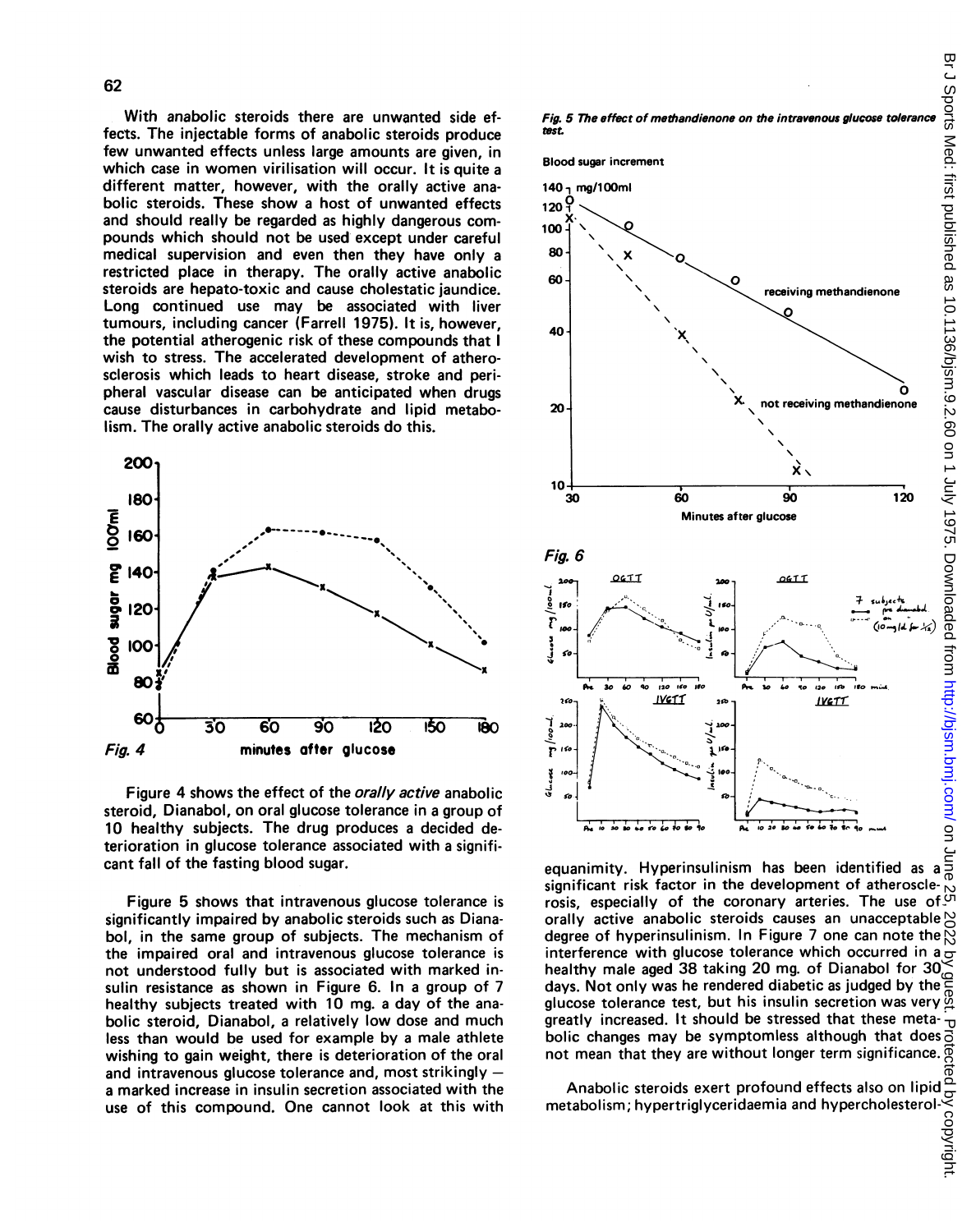With anabolic steroids there are unwanted side effects. The injectable forms of anabolic steroids produce few unwanted effects unless large amounts are given, in which case in women virilisation will occur. It is quite a different matter, however, with the orally active anabolic steroids. These show a host of unwanted effects and should really be regarded as highly dangerous compounds which should not be used except under careful medical supervision and even then they have only a restricted place in therapy. The orally active anabolic steroids are hepato-toxic and cause cholestatic jaundice. Long continued use may be associated with liver tumours, including cancer (Farrell 1975). It is, however, the potential atherogenic risk of these compounds that I wish to stress. The accelerated development of atherosclerosis which leads to heart disease, stroke and peripheral vascular disease can be anticipated when drugs cause disturbances in carbohydrate and lipid metabolism. The orally active anabolic steroids do this.

Fig. 4

Figure 4 shows the effect of the *orally active* anabolic steroid, Dianabol, on oral glucose tolerance in a group of 10 healthy subjects. The drug produces a decided deterioration in glucose tolerance associated with a significant fall of the fasting blood sugar.

Figure 5 shows that intravenous glucose tolerance is significantly impaired by anabolic steroids such as Dianabol, in the same group of subjects. The mechanism of the impaired oral and intravenous glucose tolerance is not understood fully but is associated with marked insulin resistance as shown in Figure 6. In a group of 7 healthy subjects treated with 10 mg. a day of the anabolic steroid, Dianabol, a relatively low dose and much less than would be used for example by a male athlete wishing to gain weight, there is deterioration of the oral and intravenous glucose tolerance and, most strikingly — a marked increase in insulin secretion associated with the use of this compound. One cannot look at this with equanimity. Hyperinsulinism has been identified as a significant risk factor in the development of atherosclerosis, especially of the coronary arteries. The use of orally active anabolic steroids causes an unacceptable degree of hyperinsulinism. In Figure 7 one can note the interference with glucose tolerance which occurred in a healthy male aged 38 taking 20 mg. of Dianabol for 30 days. Not only was he rendered diabetic as judged by the glucose tolerance test, but his insulin secretion was very greatly increased. It should be stressed that these metabolic changes may be symptomless although that does not mean that they are without longer term significance.

*Fig. 5 The effect of methandienone on the intravenous glucose tolerance test.*

Fig. 6

Anabolic steroids exert profound effects also on lipid metabolism; hypertriglyceridaemia and hypercholesterol-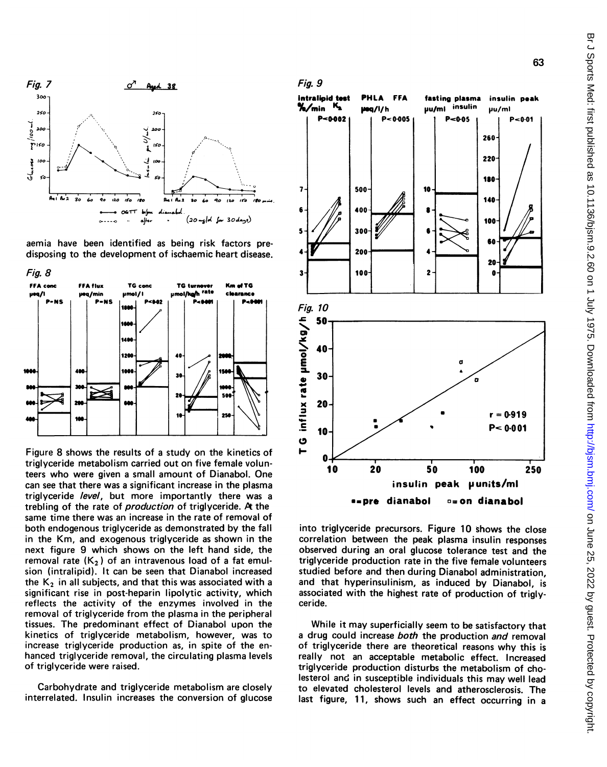Fig. 7

aemia have been identified as being risk factors predisposing to the development of ischaemic heart disease.

Fig. 8

Figure 8 shows the results of a study on the kinetics of triglyceride metabolism carried out on five female volunteers who were given a small amount of Dianabol. One can see that there was a significant increase in the plasma triglyceride *level*, but more importantly there was a trebling of the rate of *production* of triglyceride. At the same time there was an increase in the rate of removal of both endogenous triglyceride as demonstrated by the fall in the Km, and exogenous triglyceride as shown in the next figure 9 which shows on the left hand side, the removal rate ($K_2$) of an intravenous load of a fat emulsion (intralipid). It can be seen that Dianabol increased the $K_2$ in all subjects, and that this was associated with a significant rise in post-heparin lipolytic activity, which reflects the activity of the enzymes involved in the removal of triglyceride from the plasma in the peripheral tissues. The predominant effect of Dianabol upon the kinetics of triglyceride metabolism, however, was to increase triglyceride production as, in spite of the enhanced triglyceride removal, the circulating plasma levels of triglyceride were raised.

Carbohydrate and triglyceride metabolism are closely interrelated. Insulin increases the conversion of glucose into triglyceride precursors. Figure 10 shows the close correlation between the peak plasma insulin responses observed during an oral glucose tolerance test and the triglyceride production rate in the five female volunteers studied before and then during Dianabol administration, and that hyperinsulinism, as induced by Dianabol, is associated with the highest rate of production of triglyceride.

Fig. 9

Fig. 10

While it may superficially seem to be satisfactory that a drug could increase *both* the production *and* removal of triglyceride there are theoretical reasons why this is really not an acceptable metabolic effect. Increased triglyceride production disturbs the metabolism of cholesterol and in susceptible individuals this may well lead to elevated cholesterol levels and atherosclerosis. The last figure, 11, shows such an effect occurring in a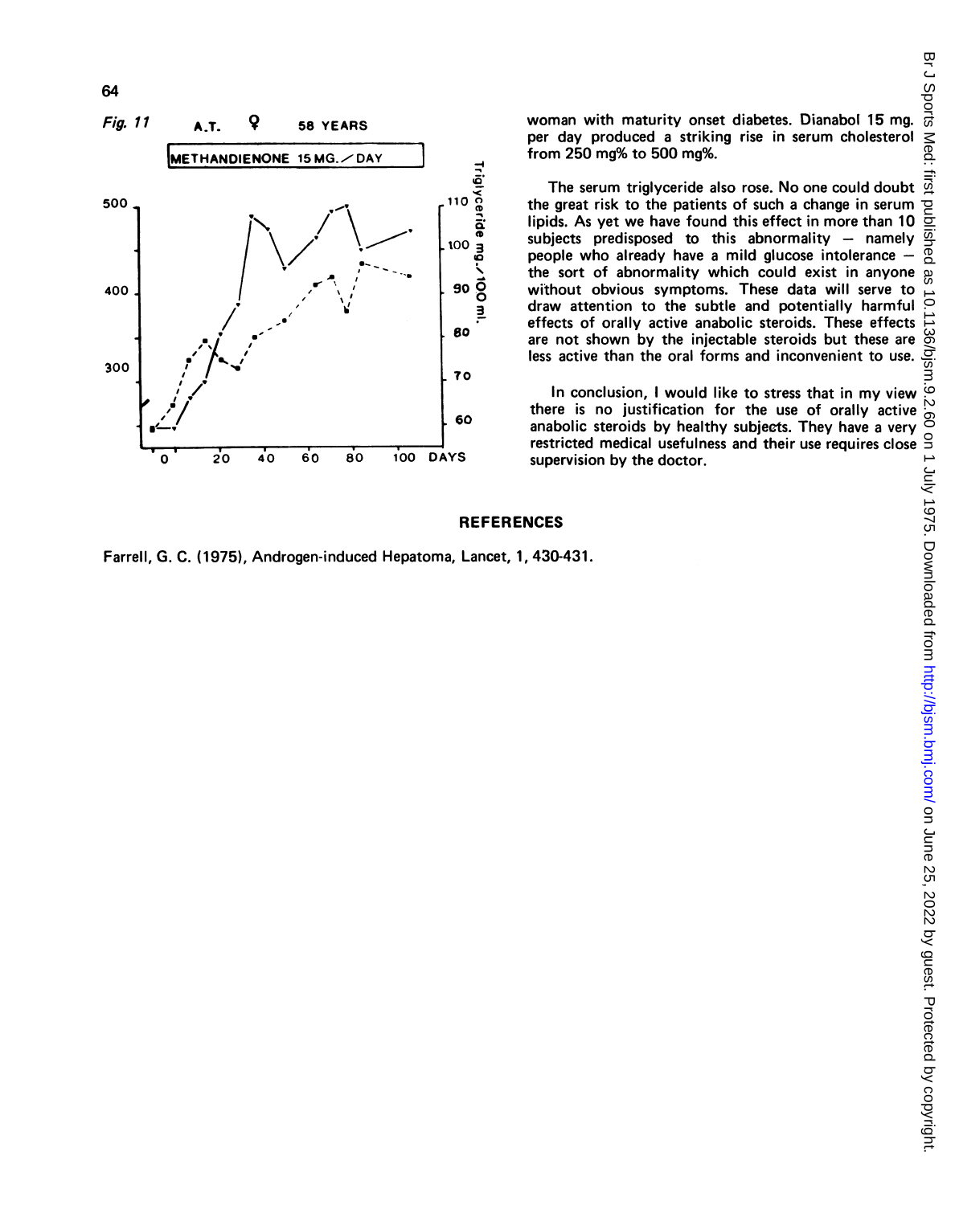Fig. 11 A.T. ♀ 58 YEARS

METHANDIENONE 15 MG./DAY

500

400

300

110

100

90

80

70

60

Triglyceride mg./100 ml.

0 20 40 60 80 100 DAYS

woman with maturity onset diabetes. Dianabol 15 mg. per day produced a striking rise in serum cholesterol from 250 mg% to 500 mg%.

The serum triglyceride also rose. No one could doubt the great risk to the patients of such a change in serum lipids. As yet we have found this effect in more than 10 subjects predisposed to this abnormality — namely people who already have a mild glucose intolerance — the sort of abnormality which could exist in anyone without obvious symptoms. These data will serve to draw attention to the subtle and potentially harmful effects of orally active anabolic steroids. These effects are not shown by the injectable steroids but these are less active than the oral forms and inconvenient to use.

In conclusion, I would like to stress that in my view there is no justification for the use of orally active anabolic steroids by healthy subjects. They have a very restricted medical usefulness and their use requires close supervision by the doctor.

## REFERENCES

Farrell, G. C. (1975), Androgen-induced Hepatoma, Lancet, 1, 430-431.